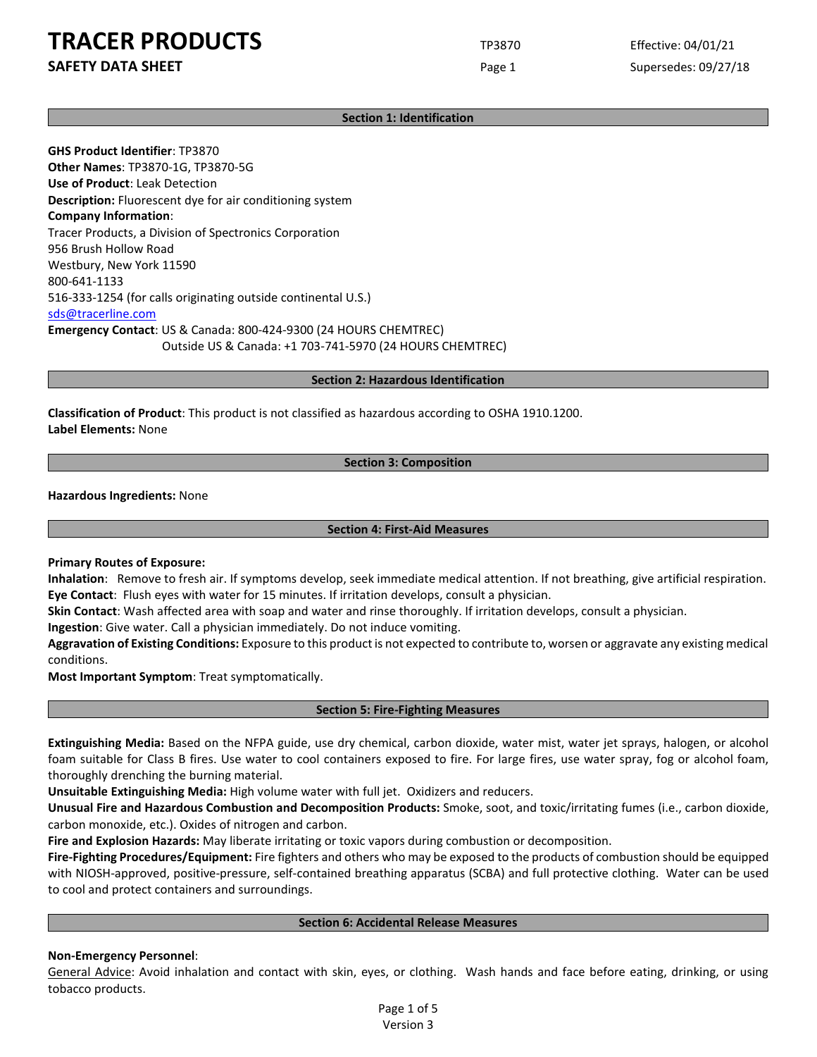# TRACER PRODUCTS

## SAFETY DATA SHEET

TP3870 | Effective: 04/01/21 | Supersedes: 09/27/18

## Section 1: Identification

**GHS Product Identifier**: TP3870
**Other Names**: TP3870-1G, TP3870-5G
**Use of Product**: Leak Detection
**Description:** Fluorescent dye for air conditioning system
**Company Information**:
Tracer Products, a Division of Spectronics Corporation
956 Brush Hollow Road
Westbury, New York 11590
800-641-1133
516-333-1254 (for calls originating outside continental U.S.)
sds@tracerline.com
**Emergency Contact**: US & Canada: 800-424-9300 (24 HOURS CHEMTREC)
Outside US & Canada: +1 703-741-5970 (24 HOURS CHEMTREC)

## Section 2: Hazardous Identification

**Classification of Product**: This product is not classified as hazardous according to OSHA 1910.1200.
**Label Elements:** None

## Section 3: Composition

**Hazardous Ingredients:** None

## Section 4: First-Aid Measures

**Primary Routes of Exposure:**
**Inhalation**: Remove to fresh air. If symptoms develop, seek immediate medical attention. If not breathing, give artificial respiration.
**Eye Contact**: Flush eyes with water for 15 minutes. If irritation develops, consult a physician.
**Skin Contact**: Wash affected area with soap and water and rinse thoroughly. If irritation develops, consult a physician.
**Ingestion**: Give water. Call a physician immediately. Do not induce vomiting.
**Aggravation of Existing Conditions:** Exposure to this product is not expected to contribute to, worsen or aggravate any existing medical conditions.
**Most Important Symptom**: Treat symptomatically.

## Section 5: Fire-Fighting Measures

**Extinguishing Media:** Based on the NFPA guide, use dry chemical, carbon dioxide, water mist, water jet sprays, halogen, or alcohol foam suitable for Class B fires. Use water to cool containers exposed to fire. For large fires, use water spray, fog or alcohol foam, thoroughly drenching the burning material.
**Unsuitable Extinguishing Media:** High volume water with full jet. Oxidizers and reducers.
**Unusual Fire and Hazardous Combustion and Decomposition Products:** Smoke, soot, and toxic/irritating fumes (i.e., carbon dioxide, carbon monoxide, etc.). Oxides of nitrogen and carbon.
**Fire and Explosion Hazards:** May liberate irritating or toxic vapors during combustion or decomposition.
**Fire-Fighting Procedures/Equipment:** Fire fighters and others who may be exposed to the products of combustion should be equipped with NIOSH-approved, positive-pressure, self-contained breathing apparatus (SCBA) and full protective clothing. Water can be used to cool and protect containers and surroundings.

## Section 6: Accidental Release Measures

**Non-Emergency Personnel**:
General Advice: Avoid inhalation and contact with skin, eyes, or clothing. Wash hands and face before eating, drinking, or using tobacco products.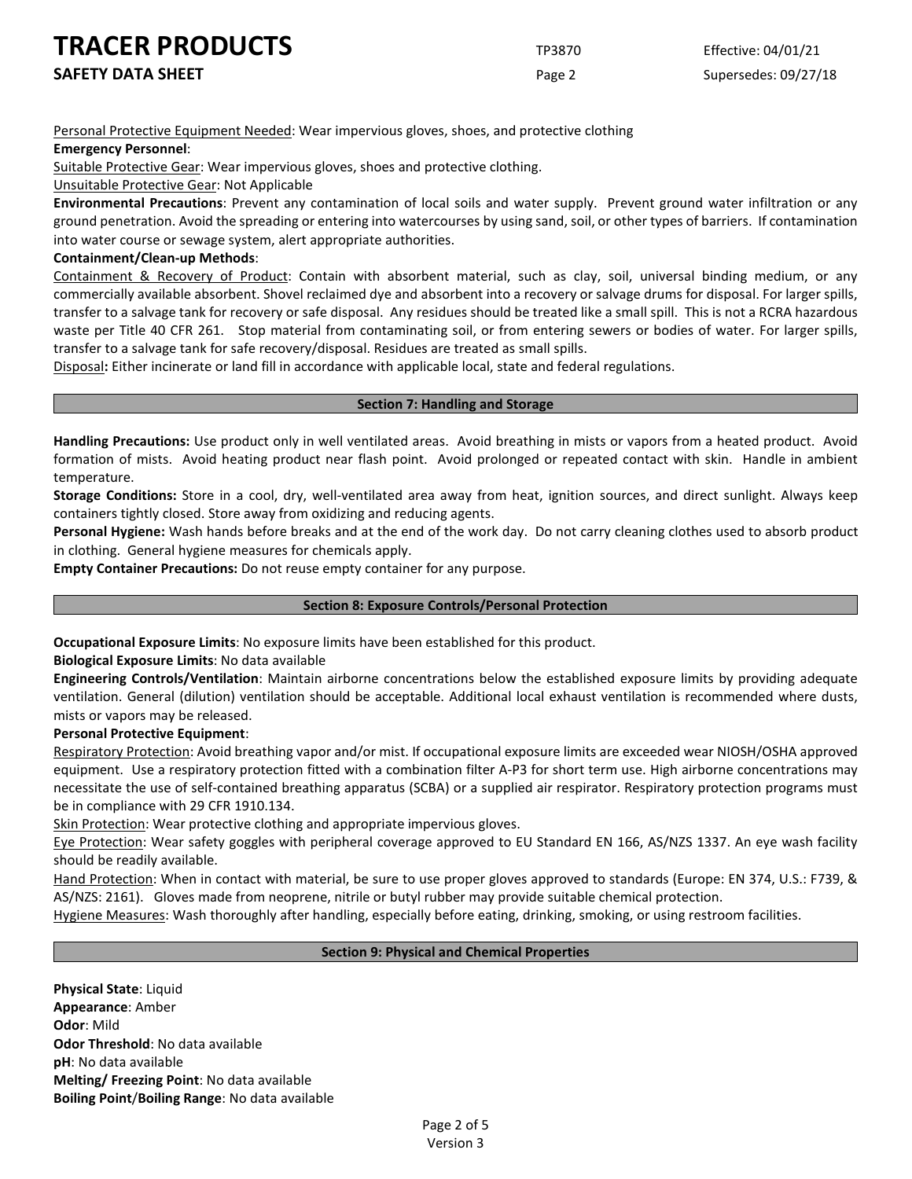Personal Protective Equipment Needed: Wear impervious gloves, shoes, and protective clothing

**Emergency Personnel**:

Suitable Protective Gear: Wear impervious gloves, shoes and protective clothing.

Unsuitable Protective Gear: Not Applicable

**Environmental Precautions**: Prevent any contamination of local soils and water supply. Prevent ground water infiltration or any ground penetration. Avoid the spreading or entering into watercourses by using sand, soil, or other types of barriers. If contamination into water course or sewage system, alert appropriate authorities.

**Containment/Clean-up Methods**:

Containment & Recovery of Product: Contain with absorbent material, such as clay, soil, universal binding medium, or any commercially available absorbent. Shovel reclaimed dye and absorbent into a recovery or salvage drums for disposal. For larger spills, transfer to a salvage tank for recovery or safe disposal. Any residues should be treated like a small spill. This is not a RCRA hazardous waste per Title 40 CFR 261. Stop material from contaminating soil, or from entering sewers or bodies of water. For larger spills, transfer to a salvage tank for safe recovery/disposal. Residues are treated as small spills.

Disposal**:** Either incinerate or land fill in accordance with applicable local, state and federal regulations.

## Section 7: Handling and Storage

**Handling Precautions:** Use product only in well ventilated areas. Avoid breathing in mists or vapors from a heated product. Avoid formation of mists. Avoid heating product near flash point. Avoid prolonged or repeated contact with skin. Handle in ambient temperature.

**Storage Conditions:** Store in a cool, dry, well-ventilated area away from heat, ignition sources, and direct sunlight. Always keep containers tightly closed. Store away from oxidizing and reducing agents.

**Personal Hygiene:** Wash hands before breaks and at the end of the work day. Do not carry cleaning clothes used to absorb product in clothing. General hygiene measures for chemicals apply.

**Empty Container Precautions:** Do not reuse empty container for any purpose.

## Section 8: Exposure Controls/Personal Protection

**Occupational Exposure Limits**: No exposure limits have been established for this product.

**Biological Exposure Limits**: No data available

**Engineering Controls/Ventilation**: Maintain airborne concentrations below the established exposure limits by providing adequate ventilation. General (dilution) ventilation should be acceptable. Additional local exhaust ventilation is recommended where dusts, mists or vapors may be released.

**Personal Protective Equipment**:

Respiratory Protection: Avoid breathing vapor and/or mist. If occupational exposure limits are exceeded wear NIOSH/OSHA approved equipment. Use a respiratory protection fitted with a combination filter A-P3 for short term use. High airborne concentrations may necessitate the use of self-contained breathing apparatus (SCBA) or a supplied air respirator. Respiratory protection programs must be in compliance with 29 CFR 1910.134.

Skin Protection: Wear protective clothing and appropriate impervious gloves.

Eye Protection: Wear safety goggles with peripheral coverage approved to EU Standard EN 166, AS/NZS 1337. An eye wash facility should be readily available.

Hand Protection: When in contact with material, be sure to use proper gloves approved to standards (Europe: EN 374, U.S.: F739, & AS/NZS: 2161). Gloves made from neoprene, nitrile or butyl rubber may provide suitable chemical protection.

Hygiene Measures: Wash thoroughly after handling, especially before eating, drinking, smoking, or using restroom facilities.

## Section 9: Physical and Chemical Properties

**Physical State**: Liquid

**Appearance**: Amber

**Odor**: Mild

**Odor Threshold**: No data available

**pH**: No data available

**Melting/ Freezing Point**: No data available

**Boiling Point**/**Boiling Range**: No data available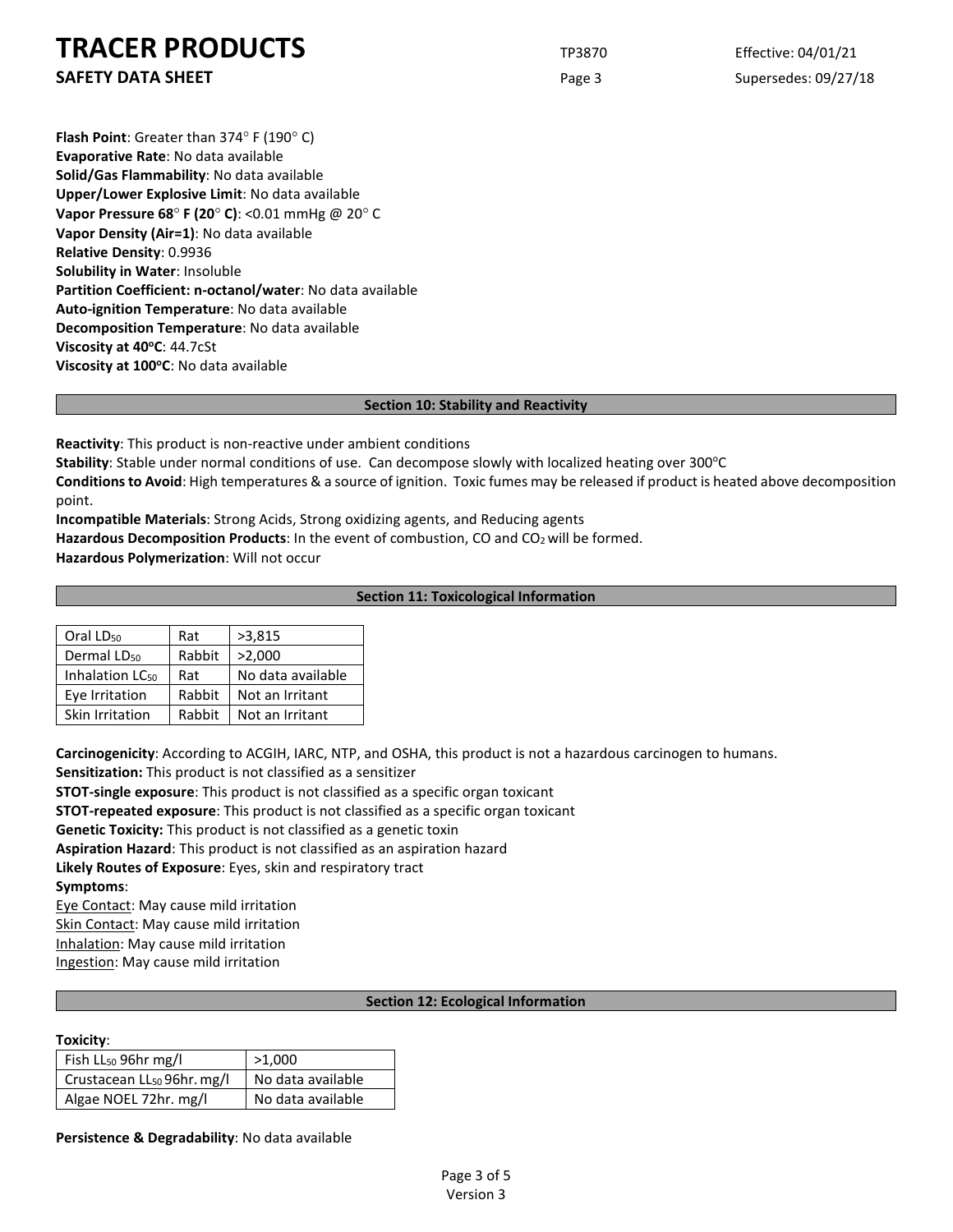**Flash Point**: Greater than 374° F (190° C)
**Evaporative Rate**: No data available
**Solid/Gas Flammability**: No data available
**Upper/Lower Explosive Limit**: No data available
**Vapor Pressure 68° F (20° C)**: <0.01 mmHg @ 20° C
**Vapor Density (Air=1)**: No data available
**Relative Density**: 0.9936
**Solubility in Water**: Insoluble
**Partition Coefficient: n-octanol/water**: No data available
**Auto-ignition Temperature**: No data available
**Decomposition Temperature**: No data available
**Viscosity at 40°C**: 44.7cSt
**Viscosity at 100°C**: No data available

## Section 10: Stability and Reactivity

**Reactivity**: This product is non-reactive under ambient conditions
**Stability**: Stable under normal conditions of use. Can decompose slowly with localized heating over 300°C
**Conditions to Avoid**: High temperatures & a source of ignition. Toxic fumes may be released if product is heated above decomposition point.
**Incompatible Materials**: Strong Acids, Strong oxidizing agents, and Reducing agents
**Hazardous Decomposition Products**: In the event of combustion, CO and $CO_2$ will be formed.
**Hazardous Polymerization**: Will not occur

## Section 11: Toxicological Information

| Oral $LD_{50}$ | Rat | >3,815 |
|---|---|---|
| Dermal $LD_{50}$ | Rabbit | >2,000 |
| Inhalation $LC_{50}$ | Rat | No data available |
| Eye Irritation | Rabbit | Not an Irritant |
| Skin Irritation | Rabbit | Not an Irritant |

**Carcinogenicity**: According to ACGIH, IARC, NTP, and OSHA, this product is not a hazardous carcinogen to humans.
**Sensitization:** This product is not classified as a sensitizer
**STOT-single exposure**: This product is not classified as a specific organ toxicant
**STOT-repeated exposure**: This product is not classified as a specific organ toxicant
**Genetic Toxicity:** This product is not classified as a genetic toxin
**Aspiration Hazard**: This product is not classified as an aspiration hazard
**Likely Routes of Exposure**: Eyes, skin and respiratory tract
**Symptoms**:
Eye Contact: May cause mild irritation
Skin Contact: May cause mild irritation
Inhalation: May cause mild irritation
Ingestion: May cause mild irritation

## Section 12: Ecological Information

**Toxicity**:

| Fish $LL_{50}$ 96hr mg/l | >1,000 |
|---|---|
| Crustacean $LL_{50}$ 96hr. mg/l | No data available |
| Algae NOEL 72hr. mg/l | No data available |

**Persistence & Degradability**: No data available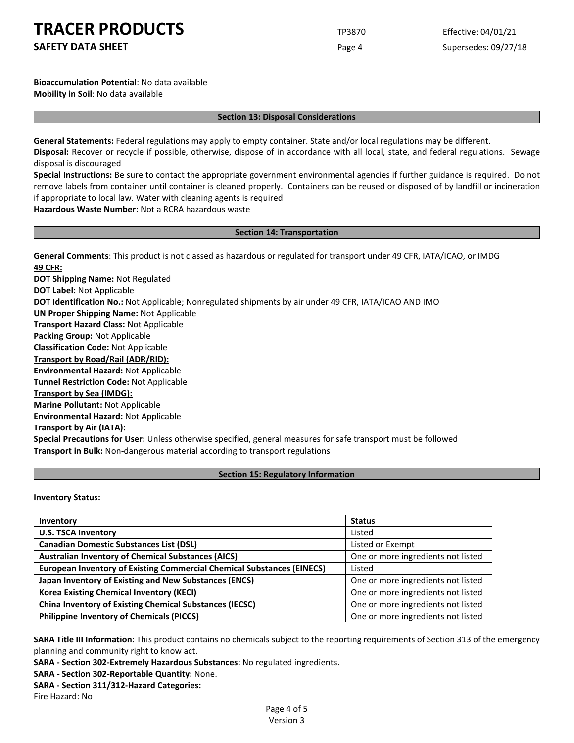**Bioaccumulation Potential**: No data available
**Mobility in Soil**: No data available

## Section 13: Disposal Considerations

**General Statements:** Federal regulations may apply to empty container. State and/or local regulations may be different.
**Disposal:** Recover or recycle if possible, otherwise, dispose of in accordance with all local, state, and federal regulations. Sewage disposal is discouraged
**Special Instructions:** Be sure to contact the appropriate government environmental agencies if further guidance is required. Do not remove labels from container until container is cleaned properly. Containers can be reused or disposed of by landfill or incineration if appropriate to local law. Water with cleaning agents is required
**Hazardous Waste Number:** Not a RCRA hazardous waste

## Section 14: Transportation

**General Comments**: This product is not classed as hazardous or regulated for transport under 49 CFR, IATA/ICAO, or IMDG
**49 CFR:**
**DOT Shipping Name:** Not Regulated
**DOT Label:** Not Applicable
**DOT Identification No.:** Not Applicable; Nonregulated shipments by air under 49 CFR, IATA/ICAO AND IMO
**UN Proper Shipping Name:** Not Applicable
**Transport Hazard Class:** Not Applicable
**Packing Group:** Not Applicable
**Classification Code:** Not Applicable
**Transport by Road/Rail (ADR/RID):**
**Environmental Hazard:** Not Applicable
**Tunnel Restriction Code:** Not Applicable
**Transport by Sea (IMDG):**
**Marine Pollutant:** Not Applicable
**Environmental Hazard:** Not Applicable
**Transport by Air (IATA):**
**Special Precautions for User:** Unless otherwise specified, general measures for safe transport must be followed
**Transport in Bulk:** Non-dangerous material according to transport regulations

## Section 15: Regulatory Information

**Inventory Status:**

| Inventory | Status |
| --- | --- |
| **U.S. TSCA Inventory** | Listed |
| **Canadian Domestic Substances List (DSL)** | Listed or Exempt |
| **Australian Inventory of Chemical Substances (AICS)** | One or more ingredients not listed |
| **European Inventory of Existing Commercial Chemical Substances (EINECS)** | Listed |
| **Japan Inventory of Existing and New Substances (ENCS)** | One or more ingredients not listed |
| **Korea Existing Chemical Inventory (KECI)** | One or more ingredients not listed |
| **China Inventory of Existing Chemical Substances (IECSC)** | One or more ingredients not listed |
| **Philippine Inventory of Chemicals (PICCS)** | One or more ingredients not listed |

**SARA Title III Information**: This product contains no chemicals subject to the reporting requirements of Section 313 of the emergency planning and community right to know act.
**SARA - Section 302-Extremely Hazardous Substances:** No regulated ingredients.
**SARA - Section 302-Reportable Quantity:** None.
**SARA - Section 311/312-Hazard Categories:**
Fire Hazard: No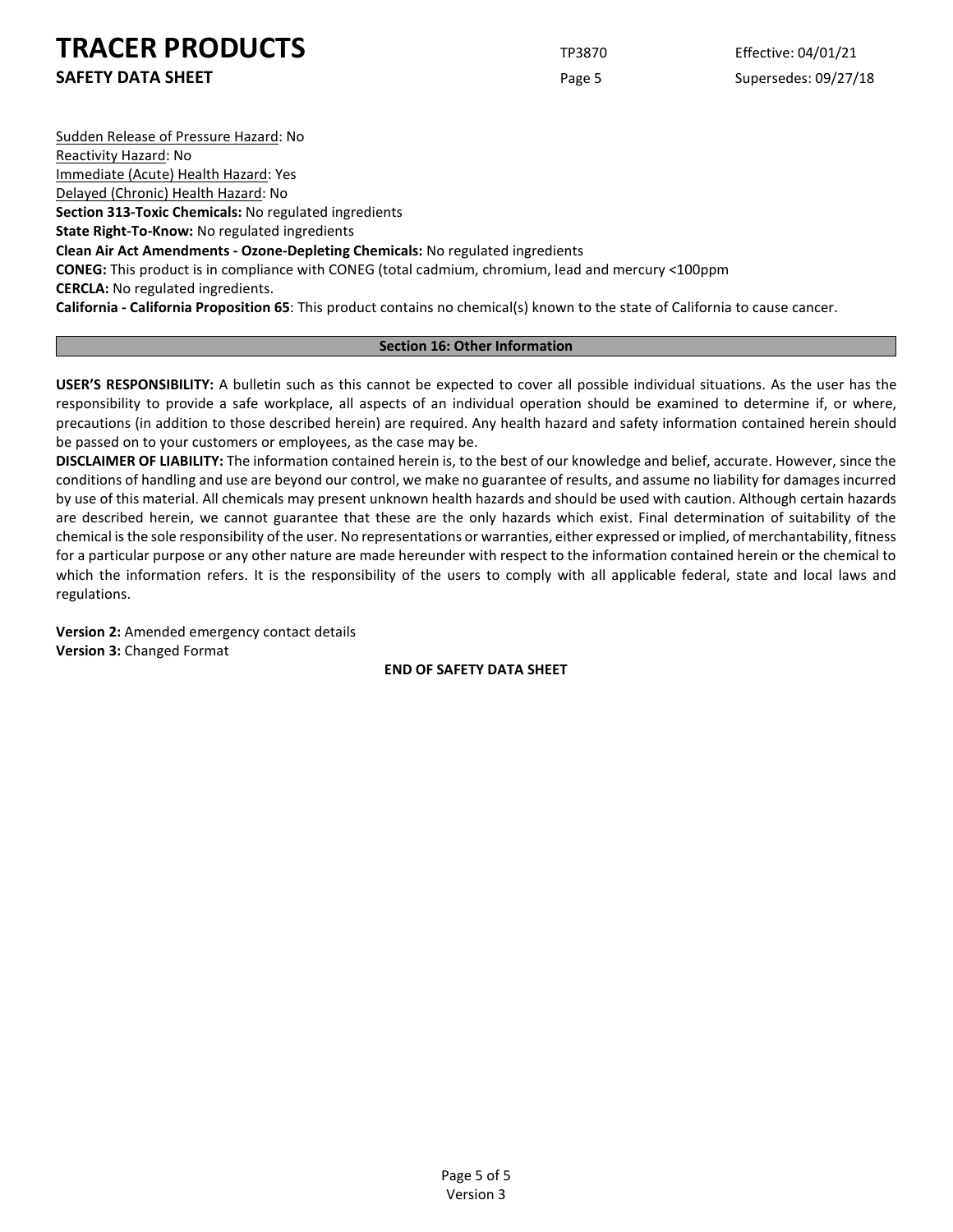Sudden Release of Pressure Hazard: No
Reactivity Hazard: No
Immediate (Acute) Health Hazard: Yes
Delayed (Chronic) Health Hazard: No
**Section 313-Toxic Chemicals:** No regulated ingredients
**State Right-To-Know:** No regulated ingredients
**Clean Air Act Amendments - Ozone-Depleting Chemicals:** No regulated ingredients
**CONEG:** This product is in compliance with CONEG (total cadmium, chromium, lead and mercury <100ppm
**CERCLA:** No regulated ingredients.
**California - California Proposition 65**: This product contains no chemical(s) known to the state of California to cause cancer.

## Section 16: Other Information

**USER'S RESPONSIBILITY:** A bulletin such as this cannot be expected to cover all possible individual situations. As the user has the responsibility to provide a safe workplace, all aspects of an individual operation should be examined to determine if, or where, precautions (in addition to those described herein) are required. Any health hazard and safety information contained herein should be passed on to your customers or employees, as the case may be.
**DISCLAIMER OF LIABILITY:** The information contained herein is, to the best of our knowledge and belief, accurate. However, since the conditions of handling and use are beyond our control, we make no guarantee of results, and assume no liability for damages incurred by use of this material. All chemicals may present unknown health hazards and should be used with caution. Although certain hazards are described herein, we cannot guarantee that these are the only hazards which exist. Final determination of suitability of the chemical is the sole responsibility of the user. No representations or warranties, either expressed or implied, of merchantability, fitness for a particular purpose or any other nature are made hereunder with respect to the information contained herein or the chemical to which the information refers. It is the responsibility of the users to comply with all applicable federal, state and local laws and regulations.

**Version 2:** Amended emergency contact details
**Version 3:** Changed Format

**END OF SAFETY DATA SHEET**